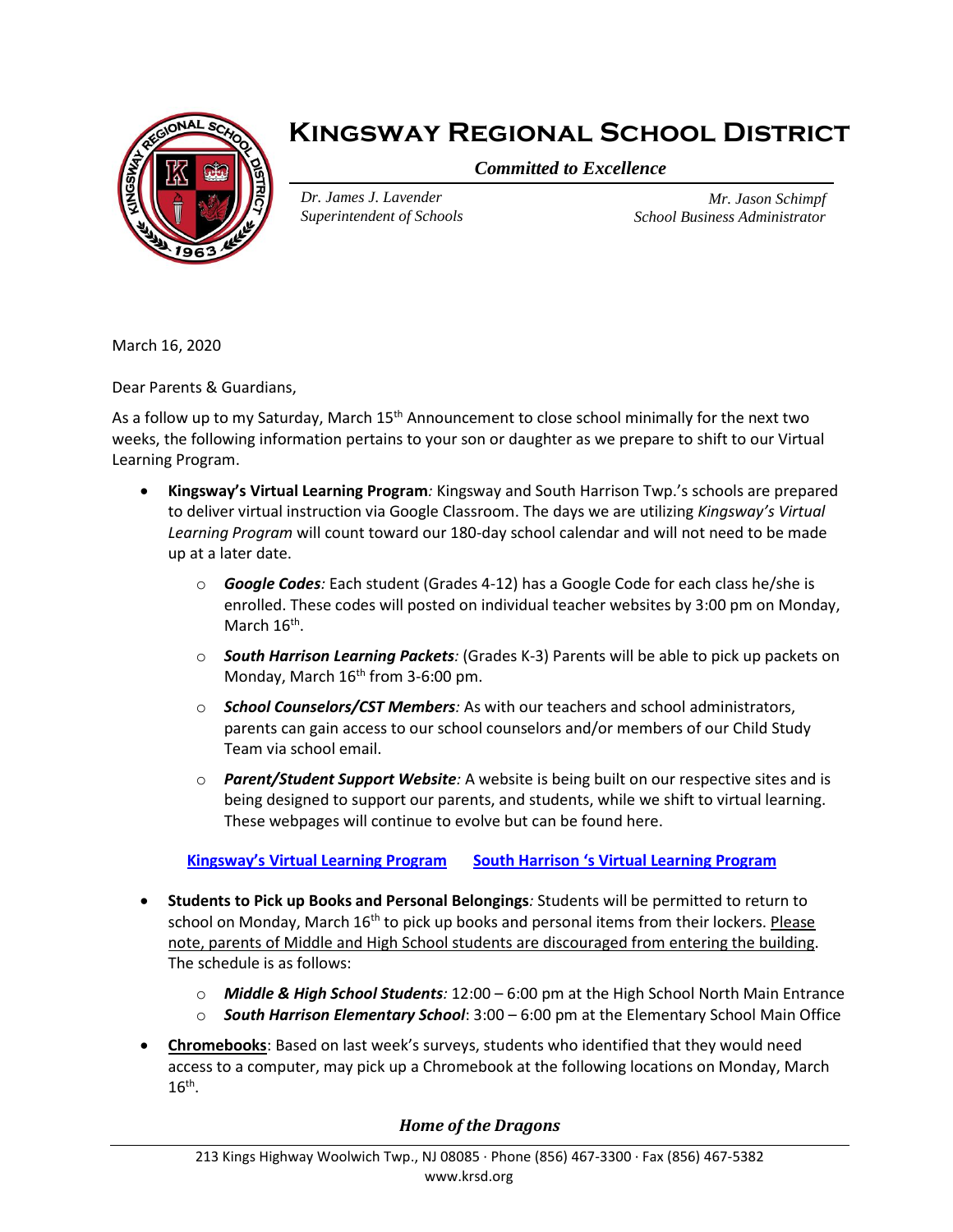# Kingsway Regional School District

*Committed to Excellence*

*Dr. James J. Lavender*
*Superintendent of Schools*

*Mr. Jason Schimpf*
*School Business Administrator*

March 16, 2020

Dear Parents & Guardians,

As a follow up to my Saturday, March 15th Announcement to close school minimally for the next two weeks, the following information pertains to your son or daughter as we prepare to shift to our Virtual Learning Program.

- **Kingsway's Virtual Learning Program***:* Kingsway and South Harrison Twp.'s schools are prepared to deliver virtual instruction via Google Classroom. The days we are utilizing *Kingsway's Virtual Learning Program* will count toward our 180-day school calendar and will not need to be made up at a later date.
  - ***Google Codes****:* Each student (Grades 4-12) has a Google Code for each class he/she is enrolled. These codes will posted on individual teacher websites by 3:00 pm on Monday, March 16th.
  - ***South Harrison Learning Packets****:* (Grades K-3) Parents will be able to pick up packets on Monday, March 16th from 3-6:00 pm.
  - ***School Counselors/CST Members****:* As with our teachers and school administrators, parents can gain access to our school counselors and/or members of our Child Study Team via school email.
  - ***Parent/Student Support Website****:* A website is being built on our respective sites and is being designed to support our parents, and students, while we shift to virtual learning. These webpages will continue to evolve but can be found here.

  **Kingsway's Virtual Learning Program** **South Harrison 's Virtual Learning Program**

- **Students to Pick up Books and Personal Belongings***:* Students will be permitted to return to school on Monday, March 16th to pick up books and personal items from their lockers. Please note, parents of Middle and High School students are discouraged from entering the building. The schedule is as follows:
  - ***Middle & High School Students****:* 12:00 – 6:00 pm at the High School North Main Entrance
  - ***South Harrison Elementary School***: 3:00 – 6:00 pm at the Elementary School Main Office

- **Chromebooks**: Based on last week's surveys, students who identified that they would need access to a computer, may pick up a Chromebook at the following locations on Monday, March 16th.

*Home of the Dragons*

213 Kings Highway Woolwich Twp., NJ 08085 · Phone (856) 467-3300 · Fax (856) 467-5382
www.krsd.org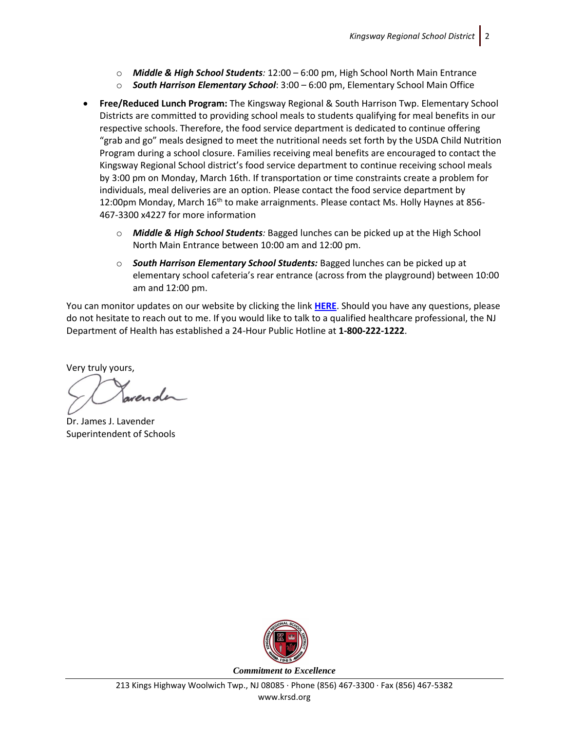- *Middle & High School Students*: 12:00 – 6:00 pm, High School North Main Entrance
  - ***South Harrison Elementary School***: 3:00 – 6:00 pm, Elementary School Main Office

- **Free/Reduced Lunch Program:** The Kingsway Regional & South Harrison Twp. Elementary School Districts are committed to providing school meals to students qualifying for meal benefits in our respective schools. Therefore, the food service department is dedicated to continue offering "grab and go" meals designed to meet the nutritional needs set forth by the USDA Child Nutrition Program during a school closure. Families receiving meal benefits are encouraged to contact the Kingsway Regional School district's food service department to continue receiving school meals by 3:00 pm on Monday, March 16th. If transportation or time constraints create a problem for individuals, meal deliveries are an option. Please contact the food service department by 12:00pm Monday, March 16th to make arraignments. Please contact Ms. Holly Haynes at 856-467-3300 x4227 for more information
  - ***Middle & High School Students***: Bagged lunches can be picked up at the High School North Main Entrance between 10:00 am and 12:00 pm.
  - ***South Harrison Elementary School Students:*** Bagged lunches can be picked up at elementary school cafeteria's rear entrance (across from the playground) between 10:00 am and 12:00 pm.

You can monitor updates on our website by clicking the link **HERE**. Should you have any questions, please do not hesitate to reach out to me. If you would like to talk to a qualified healthcare professional, the NJ Department of Health has established a 24-Hour Public Hotline at **1-800-222-1222**.

Very truly yours,

Dr. James J. Lavender
Superintendent of Schools

*Commitment to Excellence*

213 Kings Highway Woolwich Twp., NJ 08085 · Phone (856) 467-3300 · Fax (856) 467-5382
www.krsd.org